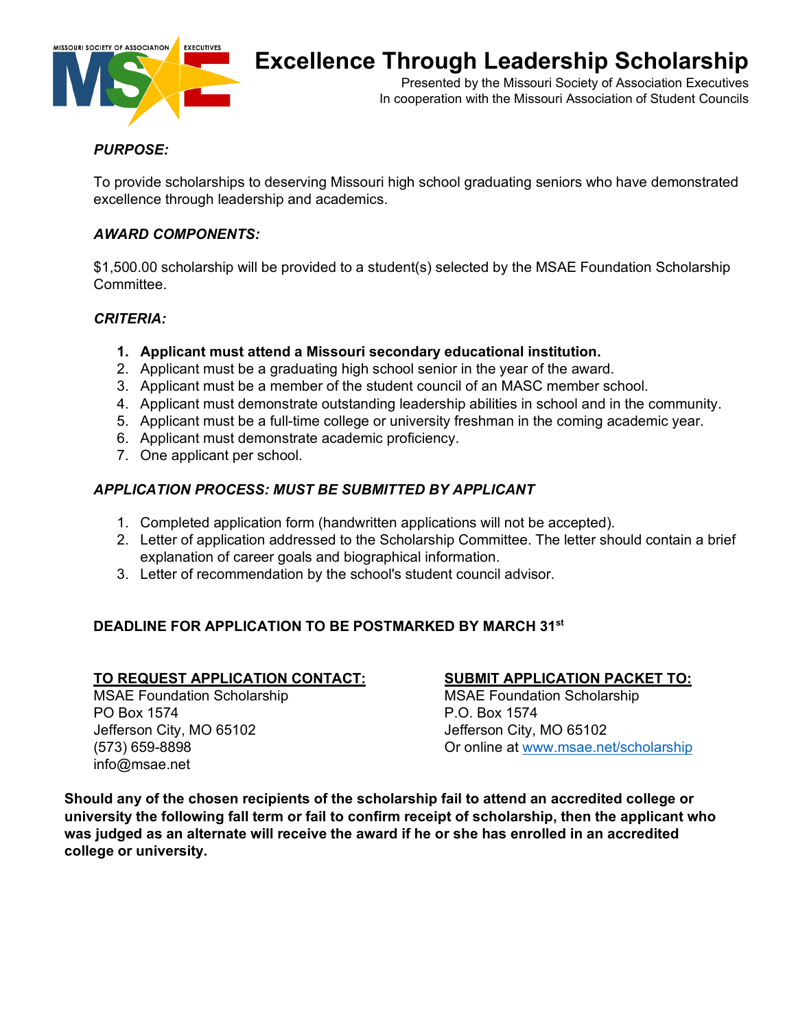# Excellence Through Leadership Scholarship

Presented by the Missouri Society of Association Executives
In cooperation with the Missouri Association of Student Councils

***PURPOSE:***

To provide scholarships to deserving Missouri high school graduating seniors who have demonstrated excellence through leadership and academics.

***AWARD COMPONENTS:***

$1,500.00 scholarship will be provided to a student(s) selected by the MSAE Foundation Scholarship Committee.

***CRITERIA:***

1. **Applicant must attend a Missouri secondary educational institution.**
2. Applicant must be a graduating high school senior in the year of the award.
3. Applicant must be a member of the student council of an MASC member school.
4. Applicant must demonstrate outstanding leadership abilities in school and in the community.
5. Applicant must be a full-time college or university freshman in the coming academic year.
6. Applicant must demonstrate academic proficiency.
7. One applicant per school.

***APPLICATION PROCESS: MUST BE SUBMITTED BY APPLICANT***

1. Completed application form (handwritten applications will not be accepted).
2. Letter of application addressed to the Scholarship Committee. The letter should contain a brief explanation of career goals and biographical information.
3. Letter of recommendation by the school's student council advisor.

**DEADLINE FOR APPLICATION TO BE POSTMARKED BY MARCH 31st**

**TO REQUEST APPLICATION CONTACT:**
MSAE Foundation Scholarship
PO Box 1574
Jefferson City, MO 65102
(573) 659-8898
info@msae.net

**SUBMIT APPLICATION PACKET TO:**
MSAE Foundation Scholarship
P.O. Box 1574
Jefferson City, MO 65102
Or online at www.msae.net/scholarship

**Should any of the chosen recipients of the scholarship fail to attend an accredited college or university the following fall term or fail to confirm receipt of scholarship, then the applicant who was judged as an alternate will receive the award if he or she has enrolled in an accredited college or university.**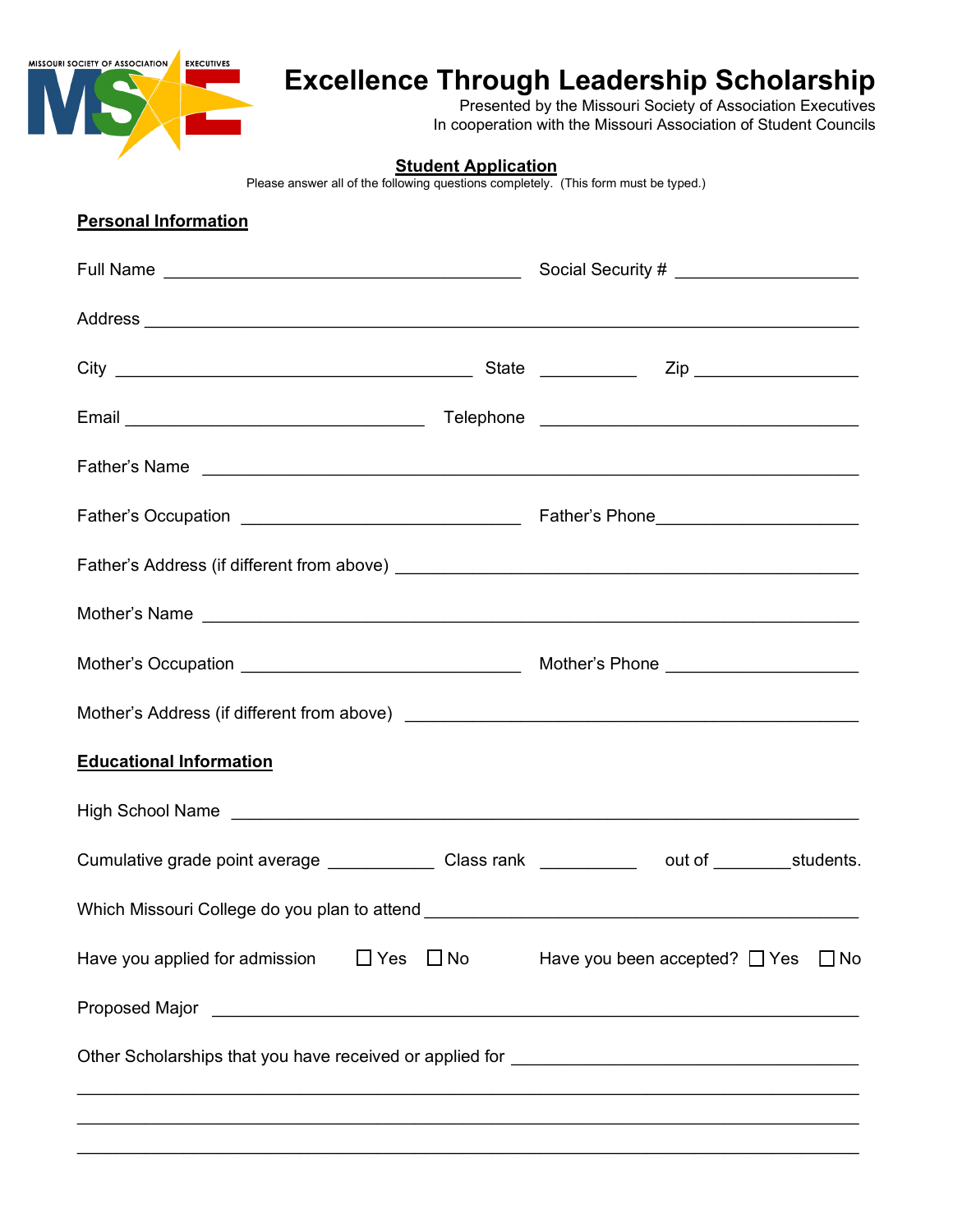# Excellence Through Leadership Scholarship

Presented by the Missouri Society of Association Executives
In cooperation with the Missouri Association of Student Councils

## Student Application

Please answer all of the following questions completely. (This form must be typed.)

### Personal Information

Full Name ________________________________________ Social Security # ____________________

Address ______________________________________________________________________________

City ________________________________________ State __________ Zip _________________

Email _________________________________ Telephone ___________________________________

Father's Name ________________________________________________________________________

Father's Occupation ______________________________ Father's Phone_____________________

Father's Address (if different from above) __________________________________________

Mother's Name ________________________________________________________________________

Mother's Occupation ______________________________ Mother's Phone ____________________

Mother's Address (if different from above) _________________________________________

### Educational Information

High School Name _____________________________________________________________________

Cumulative grade point average ___________ Class rank __________ out of ________students.

Which Missouri College do you plan to attend ________________________________________

Have you applied for admission ☐ Yes ☐ No Have you been accepted? ☐ Yes ☐ No

Proposed Major _______________________________________________________________________

Other Scholarships that you have received or applied for _______________________________

______________________________________________________________________________________

______________________________________________________________________________________

______________________________________________________________________________________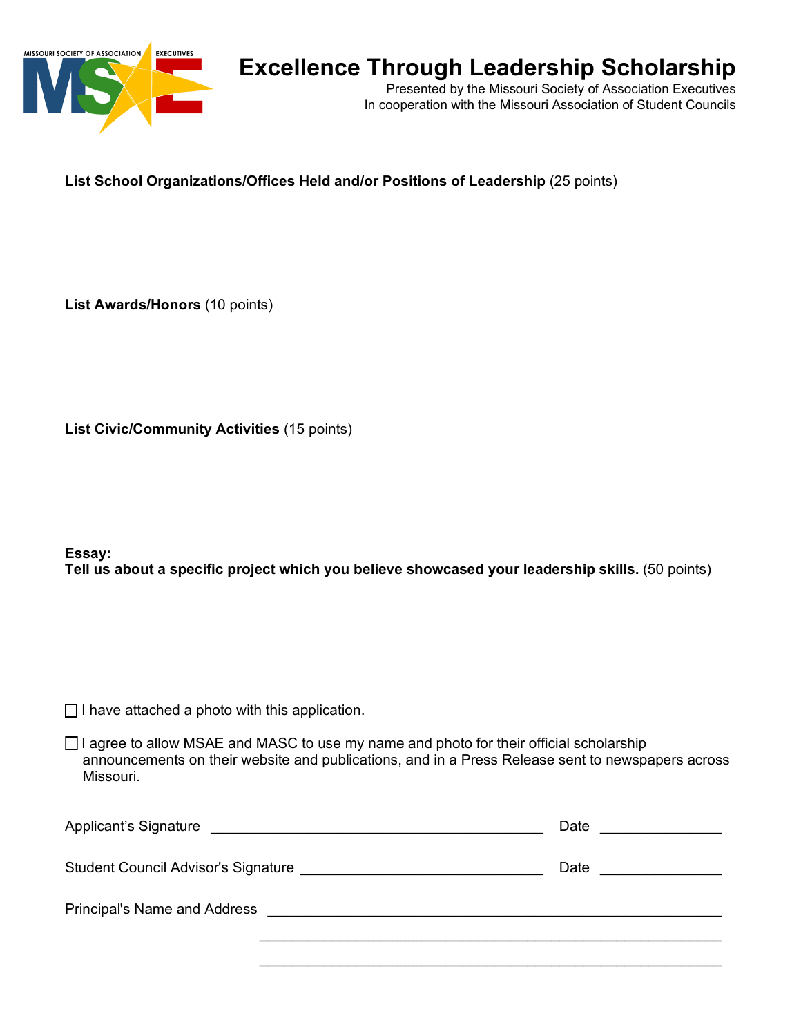# Excellence Through Leadership Scholarship

Presented by the Missouri Society of Association Executives
In cooperation with the Missouri Association of Student Councils

**List School Organizations/Offices Held and/or Positions of Leadership** (25 points)

**List Awards/Honors** (10 points)

**List Civic/Community Activities** (15 points)

**Essay:**
**Tell us about a specific project which you believe showcased your leadership skills.** (50 points)

☐ I have attached a photo with this application.

☐ I agree to allow MSAE and MASC to use my name and photo for their official scholarship announcements on their website and publications, and in a Press Release sent to newspapers across Missouri.

Applicant's Signature ________________________________________ Date _______________

Student Council Advisor's Signature ______________________________ Date _______________

Principal's Name and Address ____________________________________________________

____________________________________________________

____________________________________________________